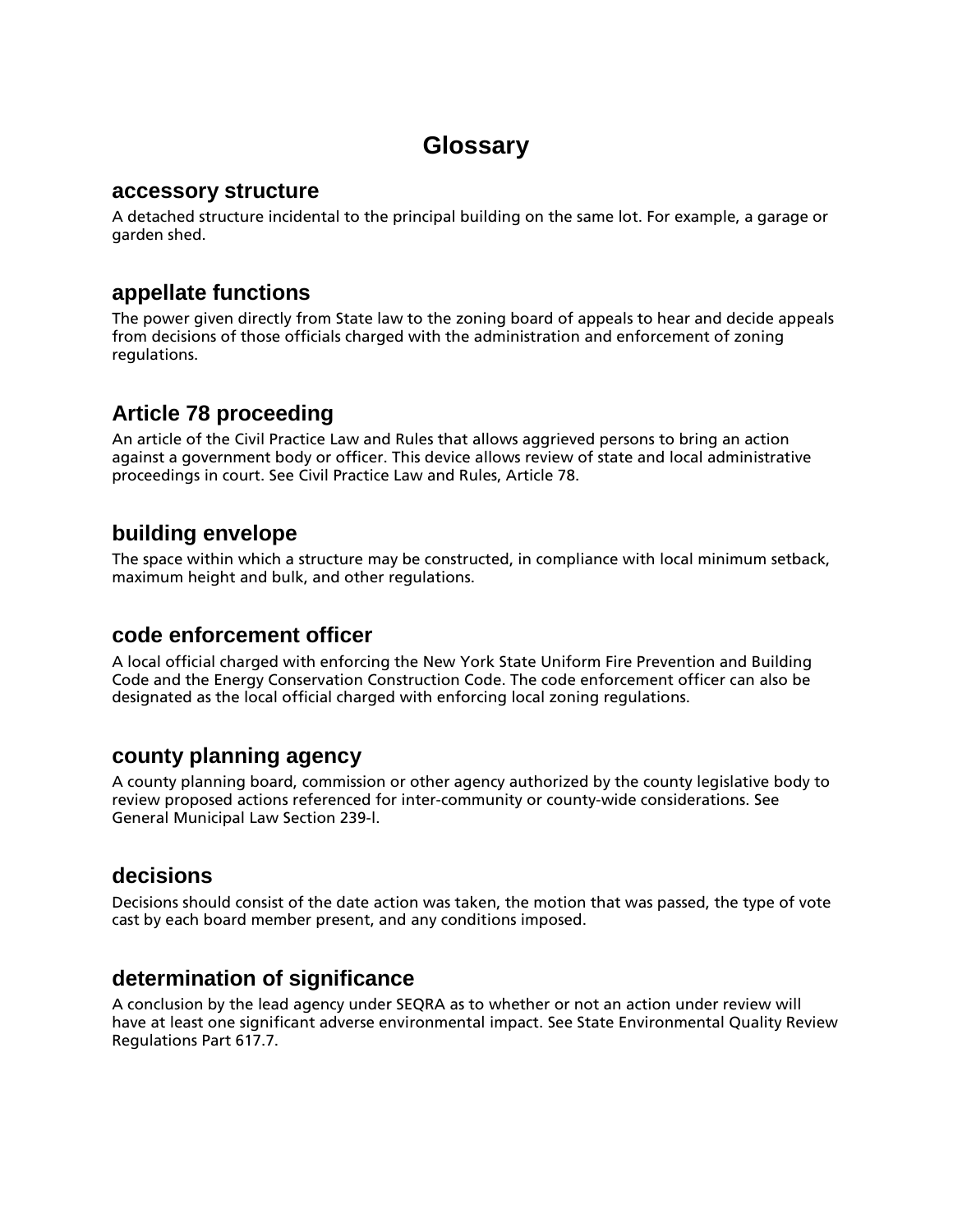# Glossary

## accessory structure

A detached structure incidental to the principal building on the same lot. For example, a garage or garden shed.

## appellate functions

The power given directly from State law to the zoning board of appeals to hear and decide appeals from decisions of those officials charged with the administration and enforcement of zoning regulations.

## Article 78 proceeding

An article of the Civil Practice Law and Rules that allows aggrieved persons to bring an action against a government body or officer. This device allows review of state and local administrative proceedings in court. See Civil Practice Law and Rules, Article 78.

## building envelope

The space within which a structure may be constructed, in compliance with local minimum setback, maximum height and bulk, and other regulations.

## code enforcement officer

A local official charged with enforcing the New York State Uniform Fire Prevention and Building Code and the Energy Conservation Construction Code. The code enforcement officer can also be designated as the local official charged with enforcing local zoning regulations.

## county planning agency

A county planning board, commission or other agency authorized by the county legislative body to review proposed actions referenced for inter-community or county-wide considerations. See General Municipal Law Section 239-l.

## decisions

Decisions should consist of the date action was taken, the motion that was passed, the type of vote cast by each board member present, and any conditions imposed.

## determination of significance

A conclusion by the lead agency under SEQRA as to whether or not an action under review will have at least one significant adverse environmental impact. See State Environmental Quality Review Regulations Part 617.7.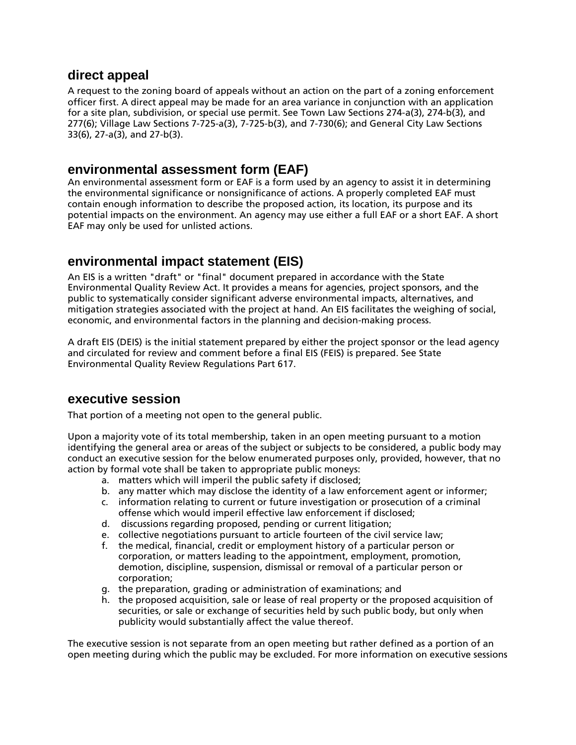## direct appeal

A request to the zoning board of appeals without an action on the part of a zoning enforcement officer first. A direct appeal may be made for an area variance in conjunction with an application for a site plan, subdivision, or special use permit. See Town Law Sections 274-a(3), 274-b(3), and 277(6); Village Law Sections 7-725-a(3), 7-725-b(3), and 7-730(6); and General City Law Sections 33(6), 27-a(3), and 27-b(3).

## environmental assessment form (EAF)

An environmental assessment form or EAF is a form used by an agency to assist it in determining the environmental significance or nonsignificance of actions. A properly completed EAF must contain enough information to describe the proposed action, its location, its purpose and its potential impacts on the environment. An agency may use either a full EAF or a short EAF. A short EAF may only be used for unlisted actions.

## environmental impact statement (EIS)

An EIS is a written "draft" or "final" document prepared in accordance with the State Environmental Quality Review Act. It provides a means for agencies, project sponsors, and the public to systematically consider significant adverse environmental impacts, alternatives, and mitigation strategies associated with the project at hand. An EIS facilitates the weighing of social, economic, and environmental factors in the planning and decision-making process.

A draft EIS (DEIS) is the initial statement prepared by either the project sponsor or the lead agency and circulated for review and comment before a final EIS (FEIS) is prepared. See State Environmental Quality Review Regulations Part 617.

## executive session

That portion of a meeting not open to the general public.

Upon a majority vote of its total membership, taken in an open meeting pursuant to a motion identifying the general area or areas of the subject or subjects to be considered, a public body may conduct an executive session for the below enumerated purposes only, provided, however, that no action by formal vote shall be taken to appropriate public moneys:

a. matters which will imperil the public safety if disclosed;
b. any matter which may disclose the identity of a law enforcement agent or informer;
c. information relating to current or future investigation or prosecution of a criminal offense which would imperil effective law enforcement if disclosed;
d. discussions regarding proposed, pending or current litigation;
e. collective negotiations pursuant to article fourteen of the civil service law;
f. the medical, financial, credit or employment history of a particular person or corporation, or matters leading to the appointment, employment, promotion, demotion, discipline, suspension, dismissal or removal of a particular person or corporation;
g. the preparation, grading or administration of examinations; and
h. the proposed acquisition, sale or lease of real property or the proposed acquisition of securities, or sale or exchange of securities held by such public body, but only when publicity would substantially affect the value thereof.

The executive session is not separate from an open meeting but rather defined as a portion of an open meeting during which the public may be excluded. For more information on executive sessions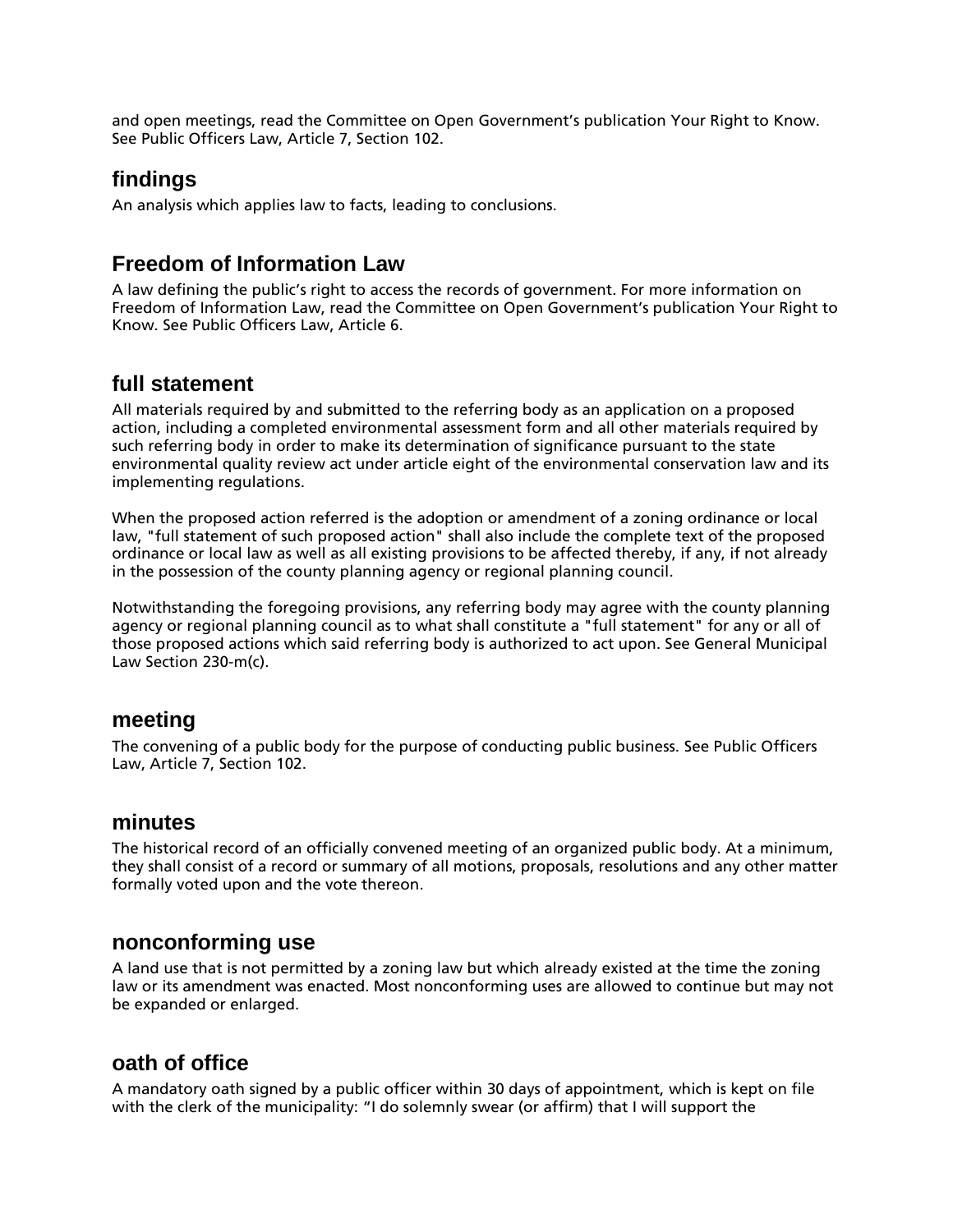and open meetings, read the Committee on Open Government's publication Your Right to Know. See Public Officers Law, Article 7, Section 102.

## findings

An analysis which applies law to facts, leading to conclusions.

## Freedom of Information Law

A law defining the public's right to access the records of government. For more information on Freedom of Information Law, read the Committee on Open Government's publication Your Right to Know. See Public Officers Law, Article 6.

## full statement

All materials required by and submitted to the referring body as an application on a proposed action, including a completed environmental assessment form and all other materials required by such referring body in order to make its determination of significance pursuant to the state environmental quality review act under article eight of the environmental conservation law and its implementing regulations.

When the proposed action referred is the adoption or amendment of a zoning ordinance or local law, "full statement of such proposed action" shall also include the complete text of the proposed ordinance or local law as well as all existing provisions to be affected thereby, if any, if not already in the possession of the county planning agency or regional planning council.

Notwithstanding the foregoing provisions, any referring body may agree with the county planning agency or regional planning council as to what shall constitute a "full statement" for any or all of those proposed actions which said referring body is authorized to act upon. See General Municipal Law Section 230-m(c).

## meeting

The convening of a public body for the purpose of conducting public business. See Public Officers Law, Article 7, Section 102.

## minutes

The historical record of an officially convened meeting of an organized public body. At a minimum, they shall consist of a record or summary of all motions, proposals, resolutions and any other matter formally voted upon and the vote thereon.

## nonconforming use

A land use that is not permitted by a zoning law but which already existed at the time the zoning law or its amendment was enacted. Most nonconforming uses are allowed to continue but may not be expanded or enlarged.

## oath of office

A mandatory oath signed by a public officer within 30 days of appointment, which is kept on file with the clerk of the municipality: "I do solemnly swear (or affirm) that I will support the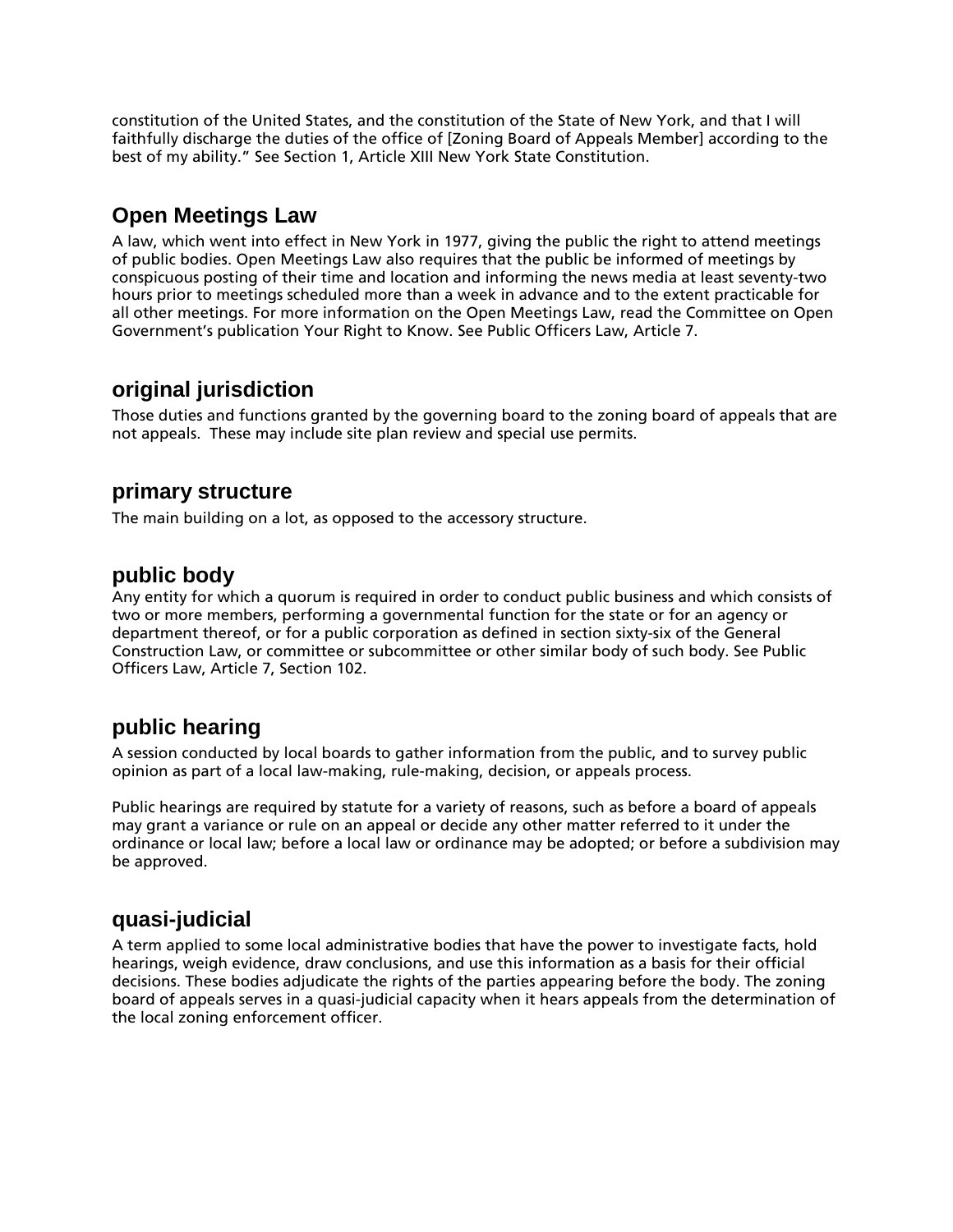constitution of the United States, and the constitution of the State of New York, and that I will faithfully discharge the duties of the office of [Zoning Board of Appeals Member] according to the best of my ability." See Section 1, Article XIII New York State Constitution.

## Open Meetings Law

A law, which went into effect in New York in 1977, giving the public the right to attend meetings of public bodies. Open Meetings Law also requires that the public be informed of meetings by conspicuous posting of their time and location and informing the news media at least seventy-two hours prior to meetings scheduled more than a week in advance and to the extent practicable for all other meetings. For more information on the Open Meetings Law, read the Committee on Open Government's publication Your Right to Know. See Public Officers Law, Article 7.

## original jurisdiction

Those duties and functions granted by the governing board to the zoning board of appeals that are not appeals. These may include site plan review and special use permits.

## primary structure

The main building on a lot, as opposed to the accessory structure.

## public body

Any entity for which a quorum is required in order to conduct public business and which consists of two or more members, performing a governmental function for the state or for an agency or department thereof, or for a public corporation as defined in section sixty-six of the General Construction Law, or committee or subcommittee or other similar body of such body. See Public Officers Law, Article 7, Section 102.

## public hearing

A session conducted by local boards to gather information from the public, and to survey public opinion as part of a local law-making, rule-making, decision, or appeals process.

Public hearings are required by statute for a variety of reasons, such as before a board of appeals may grant a variance or rule on an appeal or decide any other matter referred to it under the ordinance or local law; before a local law or ordinance may be adopted; or before a subdivision may be approved.

## quasi-judicial

A term applied to some local administrative bodies that have the power to investigate facts, hold hearings, weigh evidence, draw conclusions, and use this information as a basis for their official decisions. These bodies adjudicate the rights of the parties appearing before the body. The zoning board of appeals serves in a quasi-judicial capacity when it hears appeals from the determination of the local zoning enforcement officer.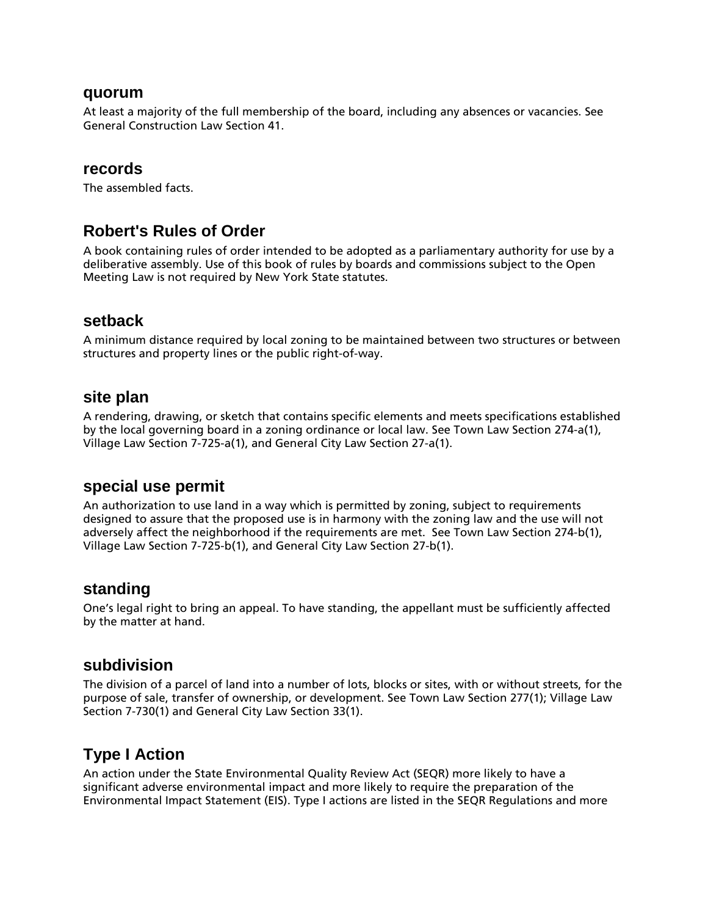### quorum

At least a majority of the full membership of the board, including any absences or vacancies. See General Construction Law Section 41.

### records

The assembled facts.

### Robert's Rules of Order

A book containing rules of order intended to be adopted as a parliamentary authority for use by a deliberative assembly. Use of this book of rules by boards and commissions subject to the Open Meeting Law is not required by New York State statutes.

### setback

A minimum distance required by local zoning to be maintained between two structures or between structures and property lines or the public right-of-way.

### site plan

A rendering, drawing, or sketch that contains specific elements and meets specifications established by the local governing board in a zoning ordinance or local law. See Town Law Section 274-a(1), Village Law Section 7-725-a(1), and General City Law Section 27-a(1).

### special use permit

An authorization to use land in a way which is permitted by zoning, subject to requirements designed to assure that the proposed use is in harmony with the zoning law and the use will not adversely affect the neighborhood if the requirements are met. See Town Law Section 274-b(1), Village Law Section 7-725-b(1), and General City Law Section 27-b(1).

### standing

One's legal right to bring an appeal. To have standing, the appellant must be sufficiently affected by the matter at hand.

### subdivision

The division of a parcel of land into a number of lots, blocks or sites, with or without streets, for the purpose of sale, transfer of ownership, or development. See Town Law Section 277(1); Village Law Section 7-730(1) and General City Law Section 33(1).

### Type I Action

An action under the State Environmental Quality Review Act (SEQR) more likely to have a significant adverse environmental impact and more likely to require the preparation of the Environmental Impact Statement (EIS). Type I actions are listed in the SEQR Regulations and more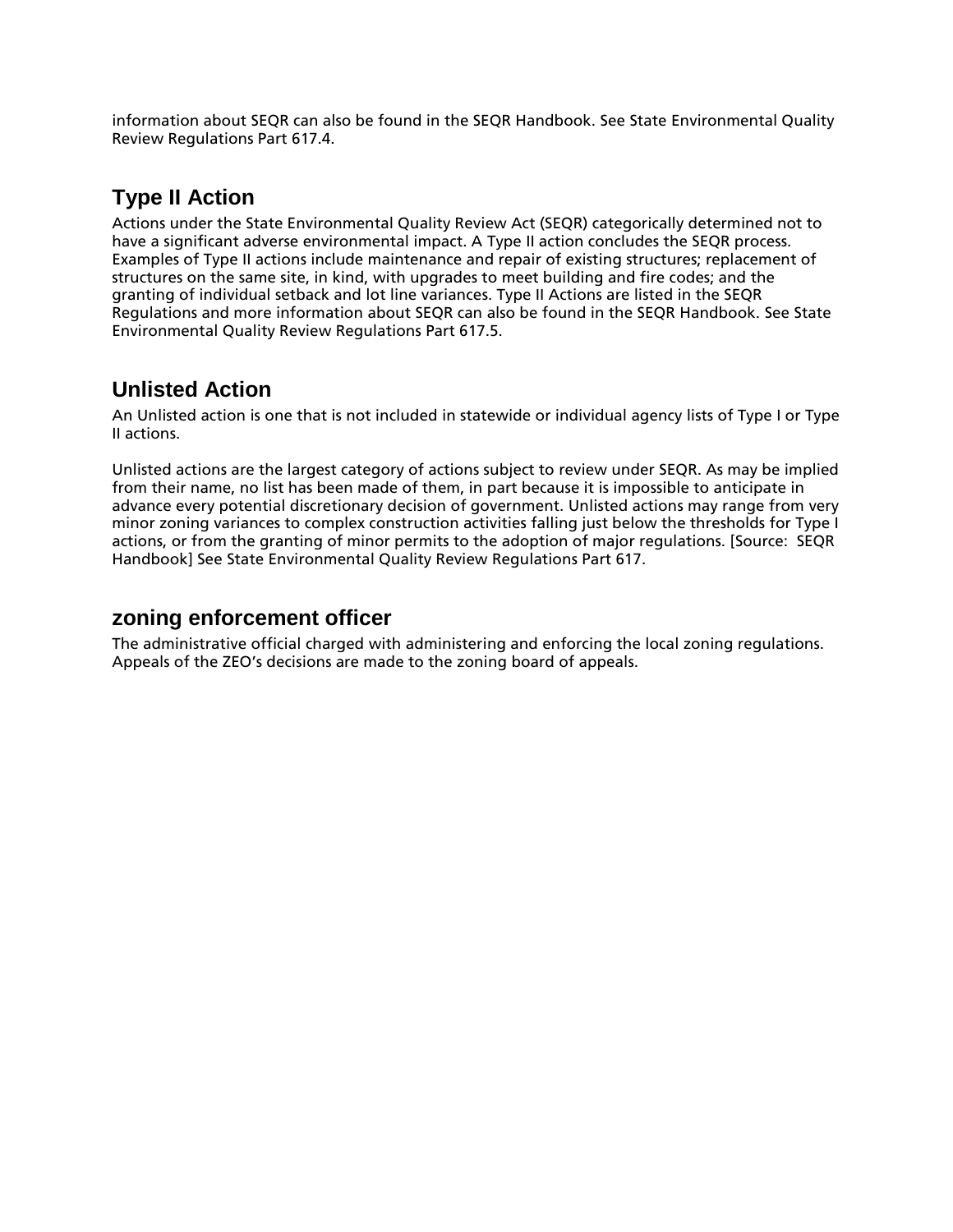information about SEQR can also be found in the SEQR Handbook. See State Environmental Quality Review Regulations Part 617.4.

## Type II Action

Actions under the State Environmental Quality Review Act (SEQR) categorically determined not to have a significant adverse environmental impact. A Type II action concludes the SEQR process. Examples of Type II actions include maintenance and repair of existing structures; replacement of structures on the same site, in kind, with upgrades to meet building and fire codes; and the granting of individual setback and lot line variances. Type II Actions are listed in the SEQR Regulations and more information about SEQR can also be found in the SEQR Handbook. See State Environmental Quality Review Regulations Part 617.5.

## Unlisted Action

An Unlisted action is one that is not included in statewide or individual agency lists of Type I or Type II actions.

Unlisted actions are the largest category of actions subject to review under SEQR. As may be implied from their name, no list has been made of them, in part because it is impossible to anticipate in advance every potential discretionary decision of government. Unlisted actions may range from very minor zoning variances to complex construction activities falling just below the thresholds for Type I actions, or from the granting of minor permits to the adoption of major regulations. [Source: SEQR Handbook] See State Environmental Quality Review Regulations Part 617.

## zoning enforcement officer

The administrative official charged with administering and enforcing the local zoning regulations. Appeals of the ZEO's decisions are made to the zoning board of appeals.